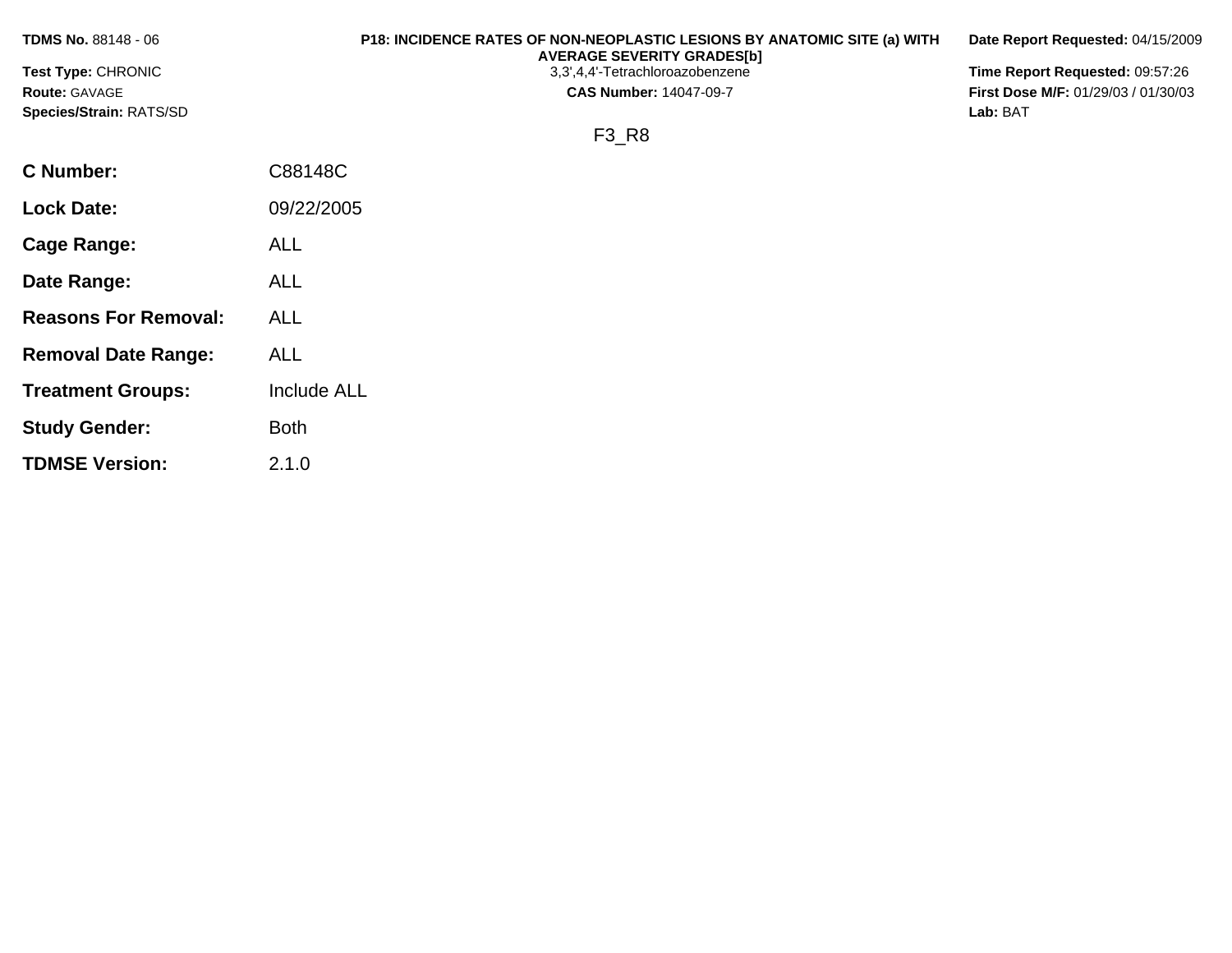**TDMS No.** 88148 - 06

**Test Type:** CHRONIC

**Route:** GAVAGE

**Species/Strain:** RATS/SD

**P18: INCIDENCE RATES OF NON-NEOPLASTIC LESIONS BY ANATOMIC SITE (a) WITH AVERAGE SEVERITY GRADES[b]**

3,3',4,4'-Tetrachloroazobenzene

**CAS Number:** 14047-09-7

**Date Report Requested:** 04/15/2009

**Time Report Requested:** 09:57:26

**First Dose M/F:** 01/29/03 / 01/30/03

**Lab:** BAT

F3_R8

| | |
|---|---|
| **C Number:** | C88148C |
| **Lock Date:** | 09/22/2005 |
| **Cage Range:** | ALL |
| **Date Range:** | ALL |
| **Reasons For Removal:** | ALL |
| **Removal Date Range:** | ALL |
| **Treatment Groups:** | Include ALL |
| **Study Gender:** | Both |
| **TDMSE Version:** | 2.1.0 |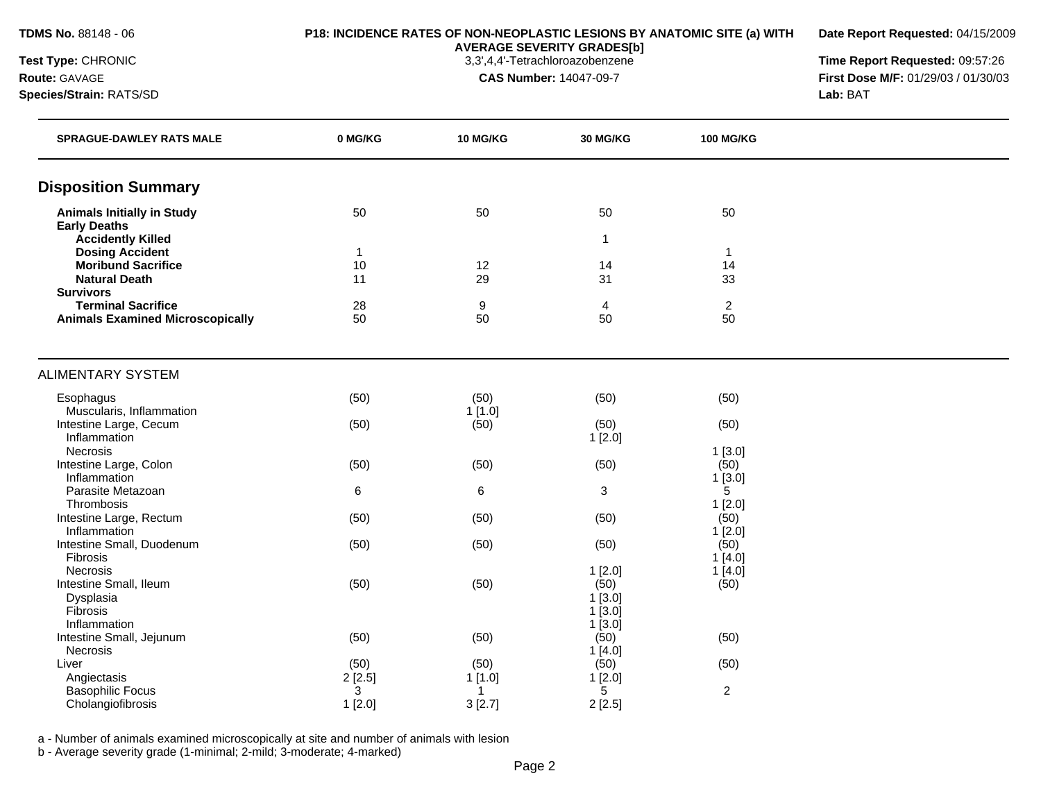**TDMS No.** 88148 - 06
**Test Type:** CHRONIC
**Route:** GAVAGE
**Species/Strain:** RATS/SD

**P18: INCIDENCE RATES OF NON-NEOPLASTIC LESIONS BY ANATOMIC SITE (a) WITH AVERAGE SEVERITY GRADES[b]**
3,3',4,4'-Tetrachloroazobenzene
**CAS Number:** 14047-09-7

**Date Report Requested:** 04/15/2009
**Time Report Requested:** 09:57:26
**First Dose M/F:** 01/29/03 / 01/30/03
**Lab:** BAT

| SPRAGUE-DAWLEY RATS MALE | 0 MG/KG | 10 MG/KG | 30 MG/KG | 100 MG/KG |
|---|---|---|---|---|
| **Disposition Summary** | | | | |
| **Animals Initially in Study** | 50 | 50 | 50 | 50 |
| **Early Deaths** | | | | |
| **Accidently Killed** | | | 1 | |
| **Dosing Accident** | 1 | | | 1 |
| **Moribund Sacrifice** | 10 | 12 | 14 | 14 |
| **Natural Death** | 11 | 29 | 31 | 33 |
| **Survivors** | | | | |
| **Terminal Sacrifice** | 28 | 9 | 4 | 2 |
| **Animals Examined Microscopically** | 50 | 50 | 50 | 50 |
| ALIMENTARY SYSTEM | | | | |
| Esophagus | (50) | (50) | (50) | (50) |
| Muscularis, Inflammation | | 1 [1.0] | | |
| Intestine Large, Cecum | (50) | (50) | (50) | (50) |
| Inflammation | | | 1 [2.0] | |
| Necrosis | | | | 1 [3.0] |
| Intestine Large, Colon | (50) | (50) | (50) | (50) |
| Inflammation | | | | 1 [3.0] |
| Parasite Metazoan | 6 | 6 | 3 | 5 |
| Thrombosis | | | | 1 [2.0] |
| Intestine Large, Rectum | (50) | (50) | (50) | (50) |
| Inflammation | | | | 1 [2.0] |
| Intestine Small, Duodenum | (50) | (50) | (50) | (50) |
| Fibrosis | | | | 1 [4.0] |
| Necrosis | | | 1 [2.0] | 1 [4.0] |
| Intestine Small, Ileum | (50) | (50) | (50) | (50) |
| Dysplasia | | | 1 [3.0] | |
| Fibrosis | | | 1 [3.0] | |
| Inflammation | | | 1 [3.0] | |
| Intestine Small, Jejunum | (50) | (50) | (50) | (50) |
| Necrosis | | | 1 [4.0] | |
| Liver | (50) | (50) | (50) | (50) |
| Angiectasis | 2 [2.5] | 1 [1.0] | 1 [2.0] | |
| Basophilic Focus | 3 | 1 | 5 | 2 |
| Cholangiofibrosis | 1 [2.0] | 3 [2.7] | 2 [2.5] | |

a - Number of animals examined microscopically at site and number of animals with lesion
b - Average severity grade (1-minimal; 2-mild; 3-moderate; 4-marked)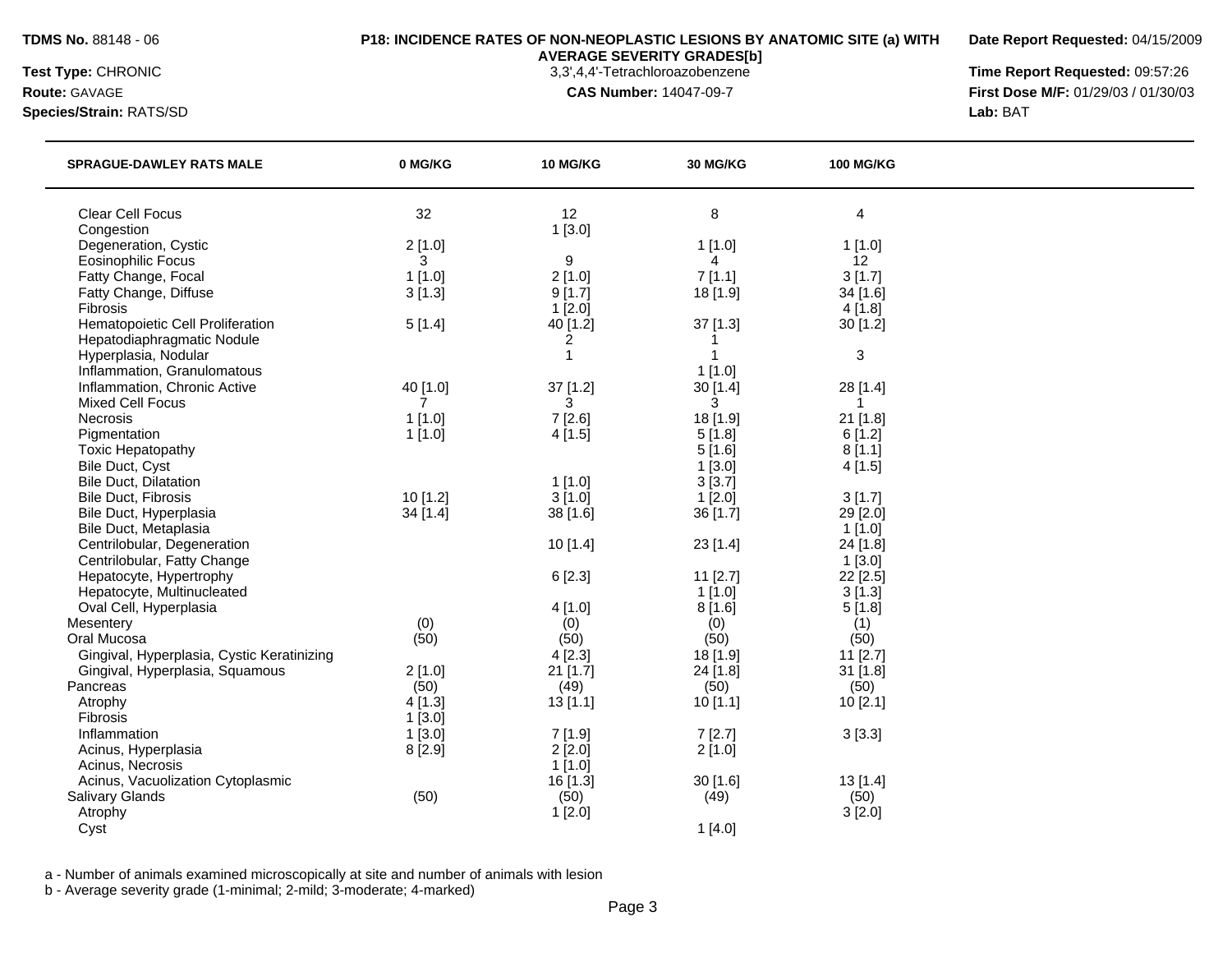**TDMS No.** 88148 - 06
**Test Type:** CHRONIC
**Route:** GAVAGE
**Species/Strain:** RATS/SD

**P18: INCIDENCE RATES OF NON-NEOPLASTIC LESIONS BY ANATOMIC SITE (a) WITH AVERAGE SEVERITY GRADES[b]**
3,3',4,4'-Tetrachloroazobenzene
**CAS Number:** 14047-09-7

**Date Report Requested:** 04/15/2009
**Time Report Requested:** 09:57:26
**First Dose M/F:** 01/29/03 / 01/30/03
**Lab:** BAT

| SPRAGUE-DAWLEY RATS MALE | 0 MG/KG | 10 MG/KG | 30 MG/KG | 100 MG/KG |
|---|---|---|---|---|
| Clear Cell Focus | 32 | 12 | 8 | 4 |
| Congestion | | 1 [3.0] | | |
| Degeneration, Cystic | 2 [1.0] | | 1 [1.0] | 1 [1.0] |
| Eosinophilic Focus | 3 | 9 | 4 | 12 |
| Fatty Change, Focal | 1 [1.0] | 2 [1.0] | 7 [1.1] | 3 [1.7] |
| Fatty Change, Diffuse | 3 [1.3] | 9 [1.7] | 18 [1.9] | 34 [1.6] |
| Fibrosis | | 1 [2.0] | | 4 [1.8] |
| Hematopoietic Cell Proliferation | 5 [1.4] | 40 [1.2] | 37 [1.3] | 30 [1.2] |
| Hepatodiaphragmatic Nodule | | 2 | 1 | |
| Hyperplasia, Nodular | | 1 | 1 | 3 |
| Inflammation, Granulomatous | | | 1 [1.0] | |
| Inflammation, Chronic Active | 40 [1.0] | 37 [1.2] | 30 [1.4] | 28 [1.4] |
| Mixed Cell Focus | 7 | 3 | 3 | 1 |
| Necrosis | 1 [1.0] | 7 [2.6] | 18 [1.9] | 21 [1.8] |
| Pigmentation | 1 [1.0] | 4 [1.5] | 5 [1.8] | 6 [1.2] |
| Toxic Hepatopathy | | | 5 [1.6] | 8 [1.1] |
| Bile Duct, Cyst | | | 1 [3.0] | 4 [1.5] |
| Bile Duct, Dilatation | | 1 [1.0] | 3 [3.7] | |
| Bile Duct, Fibrosis | 10 [1.2] | 3 [1.0] | 1 [2.0] | 3 [1.7] |
| Bile Duct, Hyperplasia | 34 [1.4] | 38 [1.6] | 36 [1.7] | 29 [2.0] |
| Bile Duct, Metaplasia | | | | 1 [1.0] |
| Centrilobular, Degeneration | | 10 [1.4] | 23 [1.4] | 24 [1.8] |
| Centrilobular, Fatty Change | | | | 1 [3.0] |
| Hepatocyte, Hypertrophy | | 6 [2.3] | 11 [2.7] | 22 [2.5] |
| Hepatocyte, Multinucleated | | | 1 [1.0] | 3 [1.3] |
| Oval Cell, Hyperplasia | | 4 [1.0] | 8 [1.6] | 5 [1.8] |
| Mesentery | (0) | (0) | (0) | (1) |
| Oral Mucosa | (50) | (50) | (50) | (50) |
| Gingival, Hyperplasia, Cystic Keratinizing | | 4 [2.3] | 18 [1.9] | 11 [2.7] |
| Gingival, Hyperplasia, Squamous | 2 [1.0] | 21 [1.7] | 24 [1.8] | 31 [1.8] |
| Pancreas | (50) | (49) | (50) | (50) |
| Atrophy | 4 [1.3] | 13 [1.1] | 10 [1.1] | 10 [2.1] |
| Fibrosis | 1 [3.0] | | | |
| Inflammation | 1 [3.0] | 7 [1.9] | 7 [2.7] | 3 [3.3] |
| Acinus, Hyperplasia | 8 [2.9] | 2 [2.0] | 2 [1.0] | |
| Acinus, Necrosis | | 1 [1.0] | | |
| Acinus, Vacuolization Cytoplasmic | | 16 [1.3] | 30 [1.6] | 13 [1.4] |
| Salivary Glands | (50) | (50) | (49) | (50) |
| Atrophy | | 1 [2.0] | | 3 [2.0] |
| Cyst | | | 1 [4.0] | |

a - Number of animals examined microscopically at site and number of animals with lesion
b - Average severity grade (1-minimal; 2-mild; 3-moderate; 4-marked)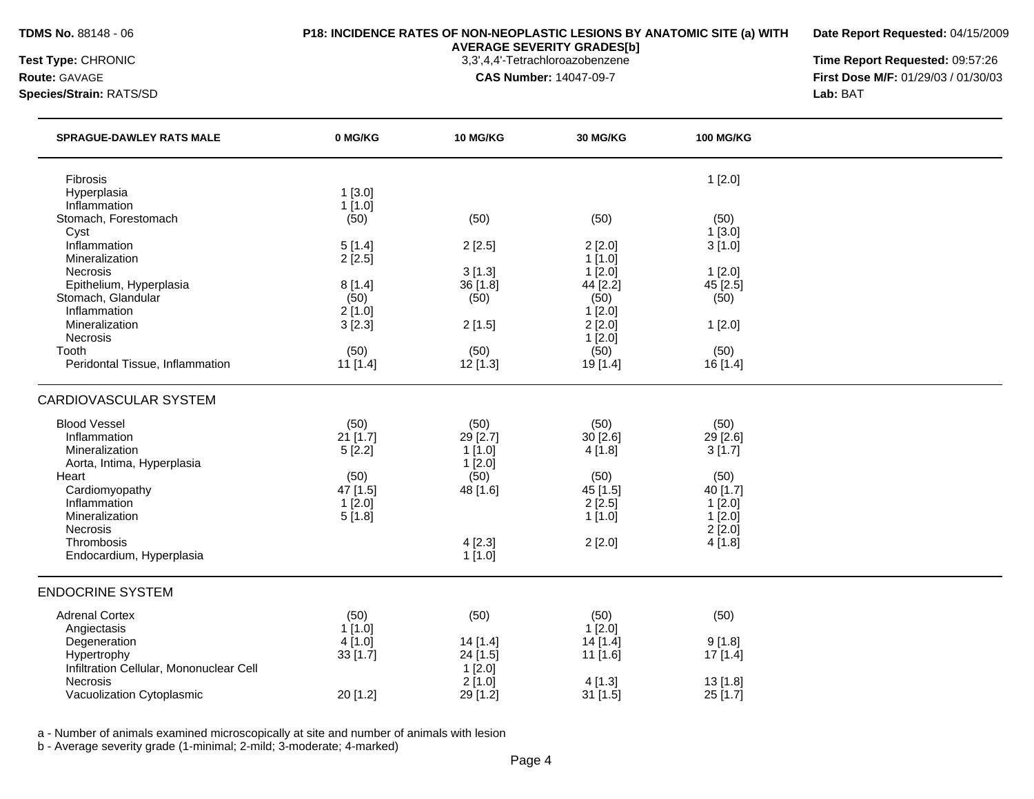**TDMS No.** 88148 - 06
**Test Type:** CHRONIC
**Route:** GAVAGE
**Species/Strain:** RATS/SD

**P18: INCIDENCE RATES OF NON-NEOPLASTIC LESIONS BY ANATOMIC SITE (a) WITH AVERAGE SEVERITY GRADES[b]**
3,3',4,4'-Tetrachloroazobenzene
**CAS Number:** 14047-09-7

**Date Report Requested:** 04/15/2009
**Time Report Requested:** 09:57:26
**First Dose M/F:** 01/29/03 / 01/30/03
**Lab:** BAT

| SPRAGUE-DAWLEY RATS MALE | 0 MG/KG | 10 MG/KG | 30 MG/KG | 100 MG/KG |
|---|---|---|---|---|
| Fibrosis | | | | 1 [2.0] |
| Hyperplasia | 1 [3.0] | | | |
| Inflammation | 1 [1.0] | | | |
| Stomach, Forestomach | (50) | (50) | (50) | (50) |
| Cyst | | | | 1 [3.0] |
| Inflammation | 5 [1.4] | 2 [2.5] | 2 [2.0] | 3 [1.0] |
| Mineralization | 2 [2.5] | | 1 [1.0] | |
| Necrosis | | 3 [1.3] | 1 [2.0] | 1 [2.0] |
| Epithelium, Hyperplasia | 8 [1.4] | 36 [1.8] | 44 [2.2] | 45 [2.5] |
| Stomach, Glandular | (50) | (50) | (50) | (50) |
| Inflammation | 2 [1.0] | | 1 [2.0] | |
| Mineralization | 3 [2.3] | 2 [1.5] | 2 [2.0] | 1 [2.0] |
| Necrosis | | | 1 [2.0] | |
| Tooth | (50) | (50) | (50) | (50) |
| Peridontal Tissue, Inflammation | 11 [1.4] | 12 [1.3] | 19 [1.4] | 16 [1.4] |
| **CARDIOVASCULAR SYSTEM** | | | | |
| Blood Vessel | (50) | (50) | (50) | (50) |
| Inflammation | 21 [1.7] | 29 [2.7] | 30 [2.6] | 29 [2.6] |
| Mineralization | 5 [2.2] | 1 [1.0] | 4 [1.8] | 3 [1.7] |
| Aorta, Intima, Hyperplasia | | 1 [2.0] | | |
| Heart | (50) | (50) | (50) | (50) |
| Cardiomyopathy | 47 [1.5] | 48 [1.6] | 45 [1.5] | 40 [1.7] |
| Inflammation | 1 [2.0] | | 2 [2.5] | 1 [2.0] |
| Mineralization | 5 [1.8] | | 1 [1.0] | 1 [2.0] |
| Necrosis | | | | 2 [2.0] |
| Thrombosis | | 4 [2.3] | 2 [2.0] | 4 [1.8] |
| Endocardium, Hyperplasia | | 1 [1.0] | | |
| **ENDOCRINE SYSTEM** | | | | |
| Adrenal Cortex | (50) | (50) | (50) | (50) |
| Angiectasis | 1 [1.0] | | 1 [2.0] | |
| Degeneration | 4 [1.0] | 14 [1.4] | 14 [1.4] | 9 [1.8] |
| Hypertrophy | 33 [1.7] | 24 [1.5] | 11 [1.6] | 17 [1.4] |
| Infiltration Cellular, Mononuclear Cell | | 1 [2.0] | | |
| Necrosis | | 2 [1.0] | 4 [1.3] | 13 [1.8] |
| Vacuolization Cytoplasmic | 20 [1.2] | 29 [1.2] | 31 [1.5] | 25 [1.7] |

a - Number of animals examined microscopically at site and number of animals with lesion
b - Average severity grade (1-minimal; 2-mild; 3-moderate; 4-marked)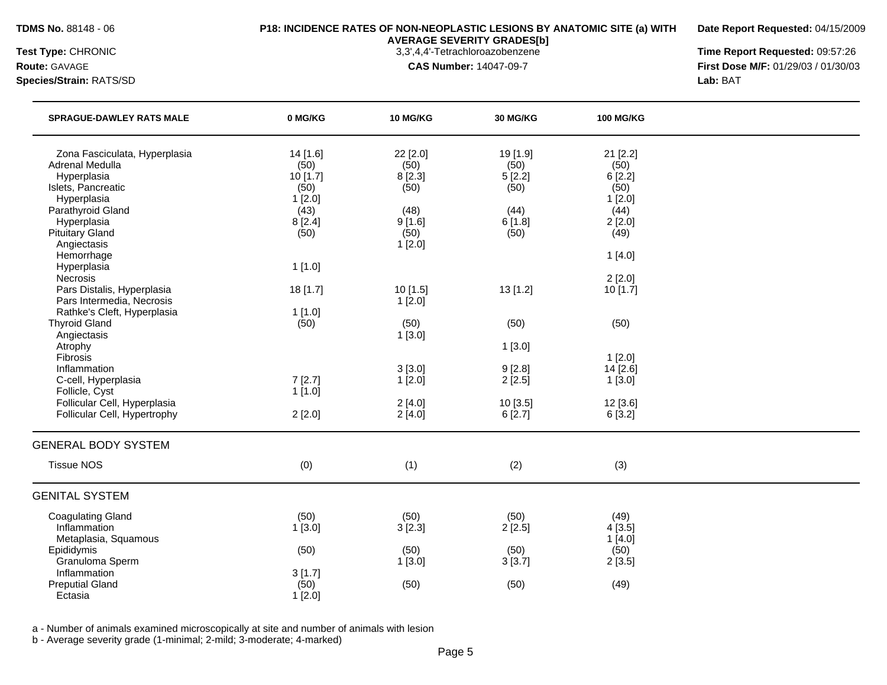**TDMS No.** 88148 - 06

**Test Type:** CHRONIC

**Route:** GAVAGE

**Species/Strain:** RATS/SD

**P18: INCIDENCE RATES OF NON-NEOPLASTIC LESIONS BY ANATOMIC SITE (a) WITH AVERAGE SEVERITY GRADES[b]**

3,3',4,4'-Tetrachloroazobenzene

**CAS Number:** 14047-09-7

**Date Report Requested:** 04/15/2009

**Time Report Requested:** 09:57:26

**First Dose M/F:** 01/29/03 / 01/30/03

**Lab:** BAT

| SPRAGUE-DAWLEY RATS MALE | 0 MG/KG | 10 MG/KG | 30 MG/KG | 100 MG/KG |
|---|---|---|---|---|
| Zona Fasciculata, Hyperplasia | 14 [1.6] | 22 [2.0] | 19 [1.9] | 21 [2.2] |
| Adrenal Medulla | (50) | (50) | (50) | (50) |
| Hyperplasia | 10 [1.7] | 8 [2.3] | 5 [2.2] | 6 [2.2] |
| Islets, Pancreatic | (50) | (50) | (50) | (50) |
| Hyperplasia | 1 [2.0] | | | 1 [2.0] |
| Parathyroid Gland | (43) | (48) | (44) | (44) |
| Hyperplasia | 8 [2.4] | 9 [1.6] | 6 [1.8] | 2 [2.0] |
| Pituitary Gland | (50) | (50) | (50) | (49) |
| Angiectasis | | 1 [2.0] | | |
| Hemorrhage | | | | 1 [4.0] |
| Hyperplasia | 1 [1.0] | | | |
| Necrosis | | | | 2 [2.0] |
| Pars Distalis, Hyperplasia | 18 [1.7] | 10 [1.5] | 13 [1.2] | 10 [1.7] |
| Pars Intermedia, Necrosis | | 1 [2.0] | | |
| Rathke's Cleft, Hyperplasia | 1 [1.0] | | | |
| Thyroid Gland | (50) | (50) | (50) | (50) |
| Angiectasis | | 1 [3.0] | | |
| Atrophy | | | 1 [3.0] | |
| Fibrosis | | | | 1 [2.0] |
| Inflammation | | 3 [3.0] | 9 [2.8] | 14 [2.6] |
| C-cell, Hyperplasia | 7 [2.7] | 1 [2.0] | 2 [2.5] | 1 [3.0] |
| Follicle, Cyst | 1 [1.0] | | | |
| Follicular Cell, Hyperplasia | | 2 [4.0] | 10 [3.5] | 12 [3.6] |
| Follicular Cell, Hypertrophy | 2 [2.0] | 2 [4.0] | 6 [2.7] | 6 [3.2] |
| **GENERAL BODY SYSTEM** | | | | |
| Tissue NOS | (0) | (1) | (2) | (3) |
| **GENITAL SYSTEM** | | | | |
| Coagulating Gland | (50) | (50) | (50) | (49) |
| Inflammation | 1 [3.0] | 3 [2.3] | 2 [2.5] | 4 [3.5] |
| Metaplasia, Squamous | | | | 1 [4.0] |
| Epididymis | (50) | (50) | (50) | (50) |
| Granuloma Sperm | | 1 [3.0] | 3 [3.7] | 2 [3.5] |
| Inflammation | 3 [1.7] | | | |
| Preputial Gland | (50) | (50) | (50) | (49) |
| Ectasia | 1 [2.0] | | | |

a - Number of animals examined microscopically at site and number of animals with lesion

b - Average severity grade (1-minimal; 2-mild; 3-moderate; 4-marked)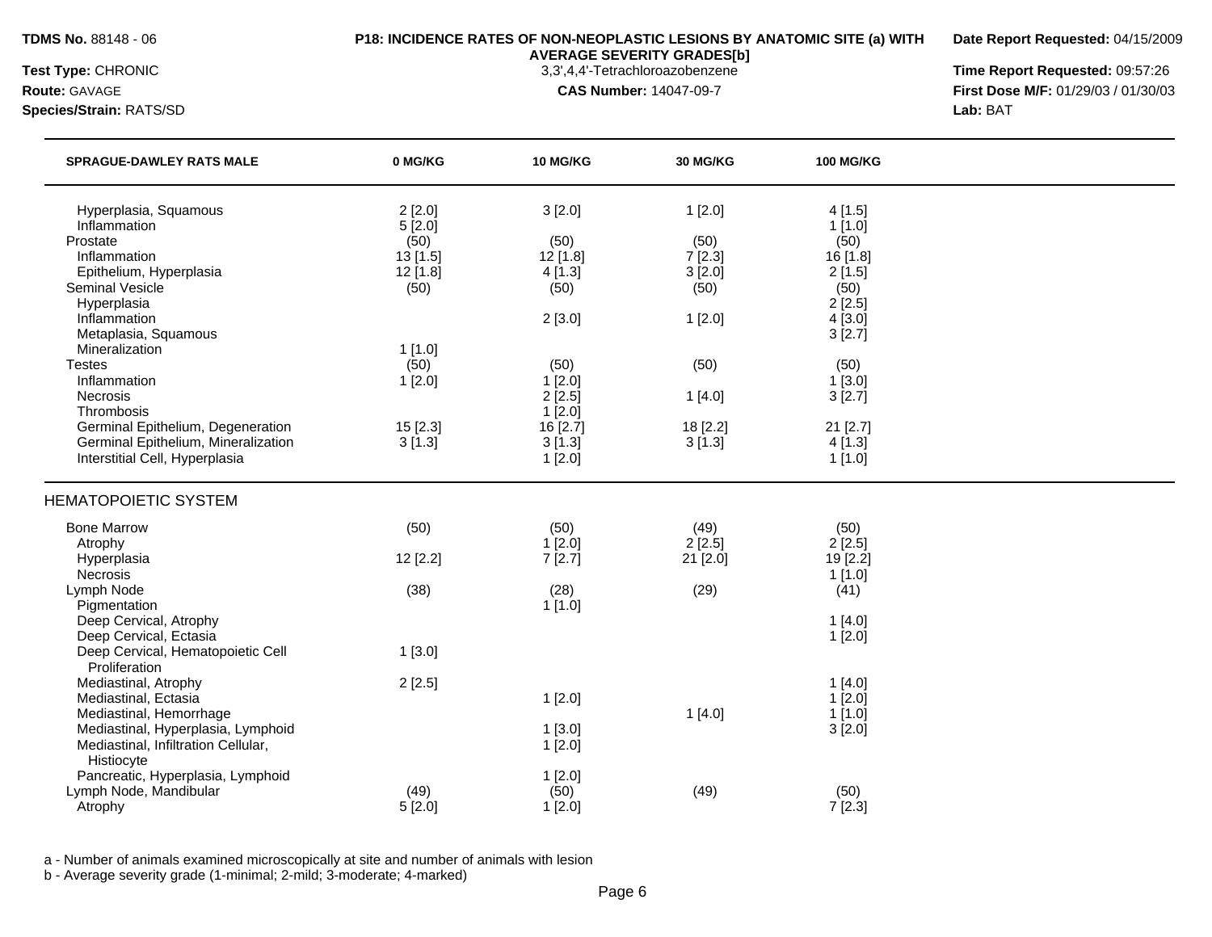**TDMS No.** 88148 - 06
**Test Type:** CHRONIC
**Route:** GAVAGE
**Species/Strain:** RATS/SD

**P18: INCIDENCE RATES OF NON-NEOPLASTIC LESIONS BY ANATOMIC SITE (a) WITH AVERAGE SEVERITY GRADES[b]**
3,3',4,4'-Tetrachloroazobenzene
**CAS Number:** 14047-09-7

**Date Report Requested:** 04/15/2009
**Time Report Requested:** 09:57:26
**First Dose M/F:** 01/29/03 / 01/30/03
**Lab:** BAT

| SPRAGUE-DAWLEY RATS MALE | 0 MG/KG | 10 MG/KG | 30 MG/KG | 100 MG/KG |
|---|---|---|---|---|
| Hyperplasia, Squamous | 2 [2.0] | 3 [2.0] | 1 [2.0] | 4 [1.5] |
| Inflammation | 5 [2.0] | | | 1 [1.0] |
| Prostate | (50) | (50) | (50) | (50) |
| Inflammation | 13 [1.5] | 12 [1.8] | 7 [2.3] | 16 [1.8] |
| Epithelium, Hyperplasia | 12 [1.8] | 4 [1.3] | 3 [2.0] | 2 [1.5] |
| Seminal Vesicle | (50) | (50) | (50) | (50) |
| Hyperplasia | | | | 2 [2.5] |
| Inflammation | | 2 [3.0] | 1 [2.0] | 4 [3.0] |
| Metaplasia, Squamous | | | | 3 [2.7] |
| Mineralization | 1 [1.0] | | | |
| Testes | (50) | (50) | (50) | (50) |
| Inflammation | 1 [2.0] | 1 [2.0] | | 1 [3.0] |
| Necrosis | | 2 [2.5] | 1 [4.0] | 3 [2.7] |
| Thrombosis | | 1 [2.0] | | |
| Germinal Epithelium, Degeneration | 15 [2.3] | 16 [2.7] | 18 [2.2] | 21 [2.7] |
| Germinal Epithelium, Mineralization | 3 [1.3] | 3 [1.3] | 3 [1.3] | 4 [1.3] |
| Interstitial Cell, Hyperplasia | | 1 [2.0] | | 1 [1.0] |
| **HEMATOPOIETIC SYSTEM** | | | | |
| Bone Marrow | (50) | (50) | (49) | (50) |
| Atrophy | | 1 [2.0] | 2 [2.5] | 2 [2.5] |
| Hyperplasia | 12 [2.2] | 7 [2.7] | 21 [2.0] | 19 [2.2] |
| Necrosis | | | | 1 [1.0] |
| Lymph Node | (38) | (28) | (29) | (41) |
| Pigmentation | | 1 [1.0] | | |
| Deep Cervical, Atrophy | | | | 1 [4.0] |
| Deep Cervical, Ectasia | | | | 1 [2.0] |
| Deep Cervical, Hematopoietic Cell Proliferation | 1 [3.0] | | | |
| Mediastinal, Atrophy | 2 [2.5] | | | 1 [4.0] |
| Mediastinal, Ectasia | | 1 [2.0] | | 1 [2.0] |
| Mediastinal, Hemorrhage | | | 1 [4.0] | 1 [1.0] |
| Mediastinal, Hyperplasia, Lymphoid | | 1 [3.0] | | 3 [2.0] |
| Mediastinal, Infiltration Cellular, Histiocyte | | 1 [2.0] | | |
| Pancreatic, Hyperplasia, Lymphoid | | 1 [2.0] | | |
| Lymph Node, Mandibular | (49) | (50) | (49) | (50) |
| Atrophy | 5 [2.0] | 1 [2.0] | | 7 [2.3] |

a - Number of animals examined microscopically at site and number of animals with lesion
b - Average severity grade (1-minimal; 2-mild; 3-moderate; 4-marked)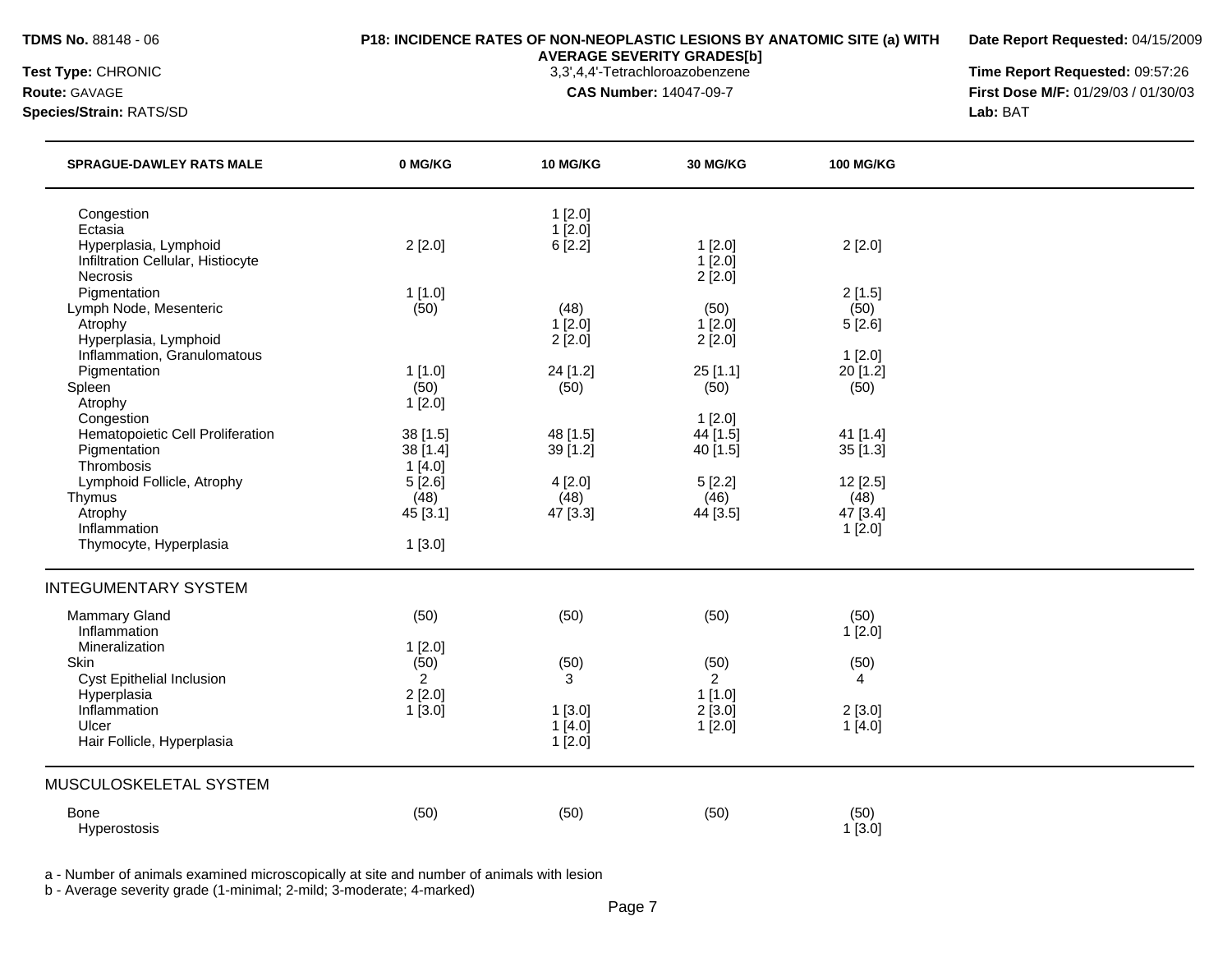**TDMS No.** 88148 - 06
**Test Type:** CHRONIC
**Route:** GAVAGE
**Species/Strain:** RATS/SD

**P18: INCIDENCE RATES OF NON-NEOPLASTIC LESIONS BY ANATOMIC SITE (a) WITH AVERAGE SEVERITY GRADES[b]**
3,3',4,4'-Tetrachloroazobenzene
**CAS Number:** 14047-09-7

**Date Report Requested:** 04/15/2009
**Time Report Requested:** 09:57:26
**First Dose M/F:** 01/29/03 / 01/30/03
**Lab:** BAT

| SPRAGUE-DAWLEY RATS MALE | 0 MG/KG | 10 MG/KG | 30 MG/KG | 100 MG/KG |
|---|---|---|---|---|
| Congestion | | 1 [2.0] | | |
| Ectasia | | 1 [2.0] | | |
| Hyperplasia, Lymphoid | 2 [2.0] | 6 [2.2] | 1 [2.0] | 2 [2.0] |
| Infiltration Cellular, Histiocyte | | | 1 [2.0] | |
| Necrosis | | | 2 [2.0] | |
| Pigmentation | 1 [1.0] | | | 2 [1.5] |
| Lymph Node, Mesenteric | (50) | (48) | (50) | (50) |
| Atrophy | | 1 [2.0] | 1 [2.0] | 5 [2.6] |
| Hyperplasia, Lymphoid | | 2 [2.0] | 2 [2.0] | |
| Inflammation, Granulomatous | | | | 1 [2.0] |
| Pigmentation | 1 [1.0] | 24 [1.2] | 25 [1.1] | 20 [1.2] |
| Spleen | (50) | (50) | (50) | (50) |
| Atrophy | 1 [2.0] | | | |
| Congestion | | | 1 [2.0] | |
| Hematopoietic Cell Proliferation | 38 [1.5] | 48 [1.5] | 44 [1.5] | 41 [1.4] |
| Pigmentation | 38 [1.4] | 39 [1.2] | 40 [1.5] | 35 [1.3] |
| Thrombosis | 1 [4.0] | | | |
| Lymphoid Follicle, Atrophy | 5 [2.6] | 4 [2.0] | 5 [2.2] | 12 [2.5] |
| Thymus | (48) | (48) | (46) | (48) |
| Atrophy | 45 [3.1] | 47 [3.3] | 44 [3.5] | 47 [3.4] |
| Inflammation | | | | 1 [2.0] |
| Thymocyte, Hyperplasia | 1 [3.0] | | | |
| **INTEGUMENTARY SYSTEM** | | | | |
| Mammary Gland | (50) | (50) | (50) | (50) |
| Inflammation | | | | 1 [2.0] |
| Mineralization | 1 [2.0] | | | |
| Skin | (50) | (50) | (50) | (50) |
| Cyst Epithelial Inclusion | 2 | 3 | 2 | 4 |
| Hyperplasia | 2 [2.0] | | 1 [1.0] | |
| Inflammation | 1 [3.0] | 1 [3.0] | 2 [3.0] | 2 [3.0] |
| Ulcer | | 1 [4.0] | 1 [2.0] | 1 [4.0] |
| Hair Follicle, Hyperplasia | | 1 [2.0] | | |
| **MUSCULOSKELETAL SYSTEM** | | | | |
| Bone | (50) | (50) | (50) | (50) |
| Hyperostosis | | | | 1 [3.0] |

a - Number of animals examined microscopically at site and number of animals with lesion
b - Average severity grade (1-minimal; 2-mild; 3-moderate; 4-marked)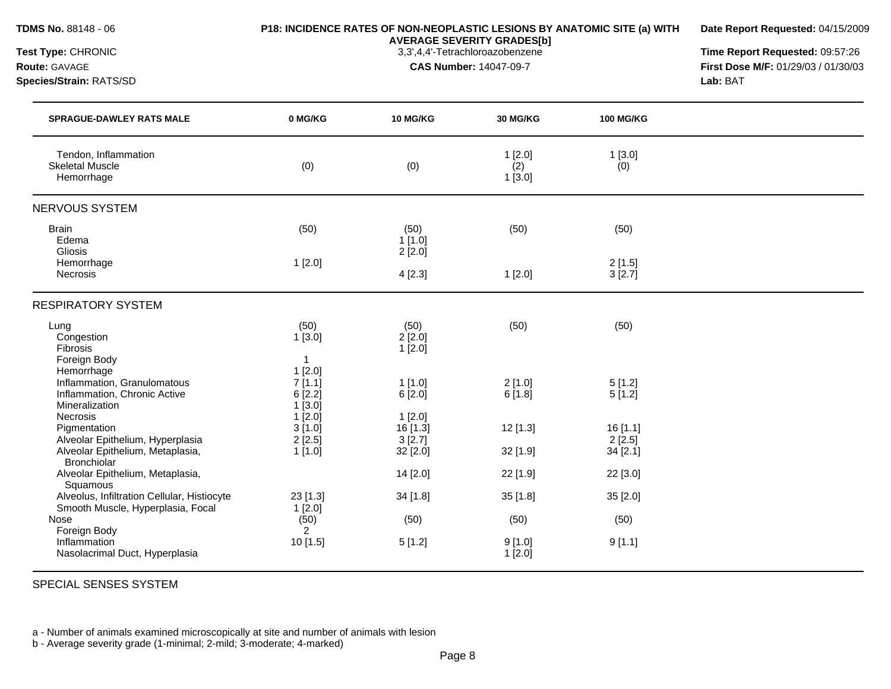**TDMS No.** 88148 - 06

**Test Type:** CHRONIC

**Route:** GAVAGE

**Species/Strain:** RATS/SD

**P18: INCIDENCE RATES OF NON-NEOPLASTIC LESIONS BY ANATOMIC SITE (a) WITH AVERAGE SEVERITY GRADES[b]**

3,3',4,4'-Tetrachloroazobenzene

**CAS Number:** 14047-09-7

**Date Report Requested:** 04/15/2009

**Time Report Requested:** 09:57:26

**First Dose M/F:** 01/29/03 / 01/30/03

**Lab:** BAT

| SPRAGUE-DAWLEY RATS MALE | 0 MG/KG | 10 MG/KG | 30 MG/KG | 100 MG/KG |
|---|---|---|---|---|
| Tendon, Inflammation | | | 1 [2.0] | 1 [3.0] |
| Skeletal Muscle | (0) | (0) | (2) | (0) |
| Hemorrhage | | | 1 [3.0] | |
| **NERVOUS SYSTEM** | | | | |
| Brain | (50) | (50) | (50) | (50) |
| Edema | | 1 [1.0] | | |
| Gliosis | | 2 [2.0] | | |
| Hemorrhage | 1 [2.0] | | | 2 [1.5] |
| Necrosis | | 4 [2.3] | 1 [2.0] | 3 [2.7] |
| **RESPIRATORY SYSTEM** | | | | |
| Lung | (50) | (50) | (50) | (50) |
| Congestion | 1 [3.0] | 2 [2.0] | | |
| Fibrosis | | 1 [2.0] | | |
| Foreign Body | 1 | | | |
| Hemorrhage | 1 [2.0] | | | |
| Inflammation, Granulomatous | 7 [1.1] | 1 [1.0] | 2 [1.0] | 5 [1.2] |
| Inflammation, Chronic Active | 6 [2.2] | 6 [2.0] | 6 [1.8] | 5 [1.2] |
| Mineralization | 1 [3.0] | | | |
| Necrosis | 1 [2.0] | 1 [2.0] | | |
| Pigmentation | 3 [1.0] | 16 [1.3] | 12 [1.3] | 16 [1.1] |
| Alveolar Epithelium, Hyperplasia | 2 [2.5] | 3 [2.7] | | 2 [2.5] |
| Alveolar Epithelium, Metaplasia, Bronchiolar | 1 [1.0] | 32 [2.0] | 32 [1.9] | 34 [2.1] |
| Alveolar Epithelium, Metaplasia, Squamous | | 14 [2.0] | 22 [1.9] | 22 [3.0] |
| Alveolus, Infiltration Cellular, Histiocyte | 23 [1.3] | 34 [1.8] | 35 [1.8] | 35 [2.0] |
| Smooth Muscle, Hyperplasia, Focal | 1 [2.0] | | | |
| Nose | (50) | (50) | (50) | (50) |
| Foreign Body | 2 | | | |
| Inflammation | 10 [1.5] | 5 [1.2] | 9 [1.0] | 9 [1.1] |
| Nasolacrimal Duct, Hyperplasia | | | 1 [2.0] | |
| **SPECIAL SENSES SYSTEM** | | | | |

a - Number of animals examined microscopically at site and number of animals with lesion

b - Average severity grade (1-minimal; 2-mild; 3-moderate; 4-marked)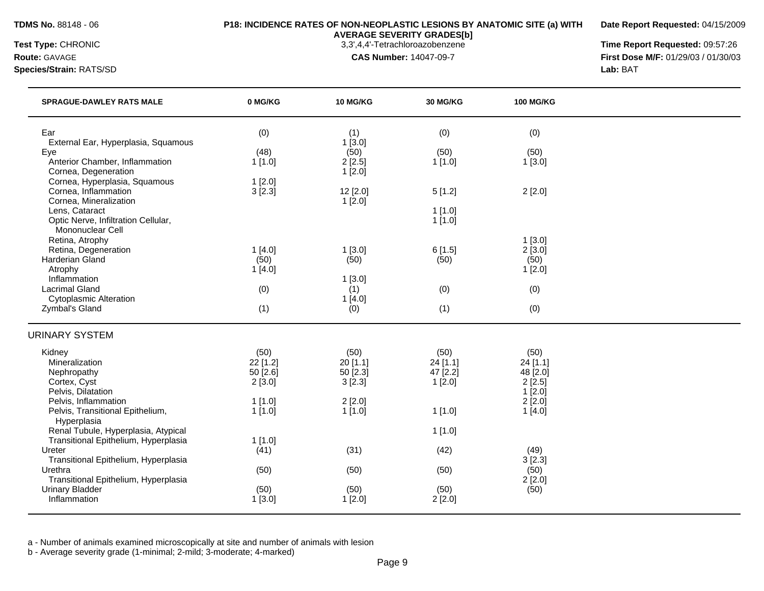**TDMS No.** 88148 - 06

**P18: INCIDENCE RATES OF NON-NEOPLASTIC LESIONS BY ANATOMIC SITE (a) WITH AVERAGE SEVERITY GRADES[b]**
3,3',4,4'-Tetrachloroazobenzene
**CAS Number:** 14047-09-7

**Date Report Requested:** 04/15/2009
**Time Report Requested:** 09:57:26
**First Dose M/F:** 01/29/03 / 01/30/03
**Lab:** BAT

**Test Type:** CHRONIC
**Route:** GAVAGE
**Species/Strain:** RATS/SD

| SPRAGUE-DAWLEY RATS MALE | 0 MG/KG | 10 MG/KG | 30 MG/KG | 100 MG/KG |
|---|---|---|---|---|
| Ear | (0) | (1) | (0) | (0) |
| External Ear, Hyperplasia, Squamous | | 1 [3.0] | | |
| Eye | (48) | (50) | (50) | (50) |
| Anterior Chamber, Inflammation | 1 [1.0] | 2 [2.5] | 1 [1.0] | 1 [3.0] |
| Cornea, Degeneration | | 1 [2.0] | | |
| Cornea, Hyperplasia, Squamous | 1 [2.0] | | | |
| Cornea, Inflammation | 3 [2.3] | 12 [2.0] | 5 [1.2] | 2 [2.0] |
| Cornea, Mineralization | | 1 [2.0] | | |
| Lens, Cataract | | | 1 [1.0] | |
| Optic Nerve, Infiltration Cellular, Mononuclear Cell | | | 1 [1.0] | |
| Retina, Atrophy | | | | 1 [3.0] |
| Retina, Degeneration | 1 [4.0] | 1 [3.0] | 6 [1.5] | 2 [3.0] |
| Harderian Gland | (50) | (50) | (50) | (50) |
| Atrophy | 1 [4.0] | | | 1 [2.0] |
| Inflammation | | 1 [3.0] | | |
| Lacrimal Gland | (0) | (1) | (0) | (0) |
| Cytoplasmic Alteration | | 1 [4.0] | | |
| Zymbal's Gland | (1) | (0) | (1) | (0) |
| **URINARY SYSTEM** | | | | |
| Kidney | (50) | (50) | (50) | (50) |
| Mineralization | 22 [1.2] | 20 [1.1] | 24 [1.1] | 24 [1.1] |
| Nephropathy | 50 [2.6] | 50 [2.3] | 47 [2.2] | 48 [2.0] |
| Cortex, Cyst | 2 [3.0] | 3 [2.3] | 1 [2.0] | 2 [2.5] |
| Pelvis, Dilatation | | | | 1 [2.0] |
| Pelvis, Inflammation | 1 [1.0] | 2 [2.0] | | 2 [2.0] |
| Pelvis, Transitional Epithelium, Hyperplasia | 1 [1.0] | 1 [1.0] | 1 [1.0] | 1 [4.0] |
| Renal Tubule, Hyperplasia, Atypical | | | 1 [1.0] | |
| Transitional Epithelium, Hyperplasia | 1 [1.0] | | | |
| Ureter | (41) | (31) | (42) | (49) |
| Transitional Epithelium, Hyperplasia | | | | 3 [2.3] |
| Urethra | (50) | (50) | (50) | (50) |
| Transitional Epithelium, Hyperplasia | | | | 2 [2.0] |
| Urinary Bladder | (50) | (50) | (50) | (50) |
| Inflammation | 1 [3.0] | 1 [2.0] | 2 [2.0] | |

a - Number of animals examined microscopically at site and number of animals with lesion
b - Average severity grade (1-minimal; 2-mild; 3-moderate; 4-marked)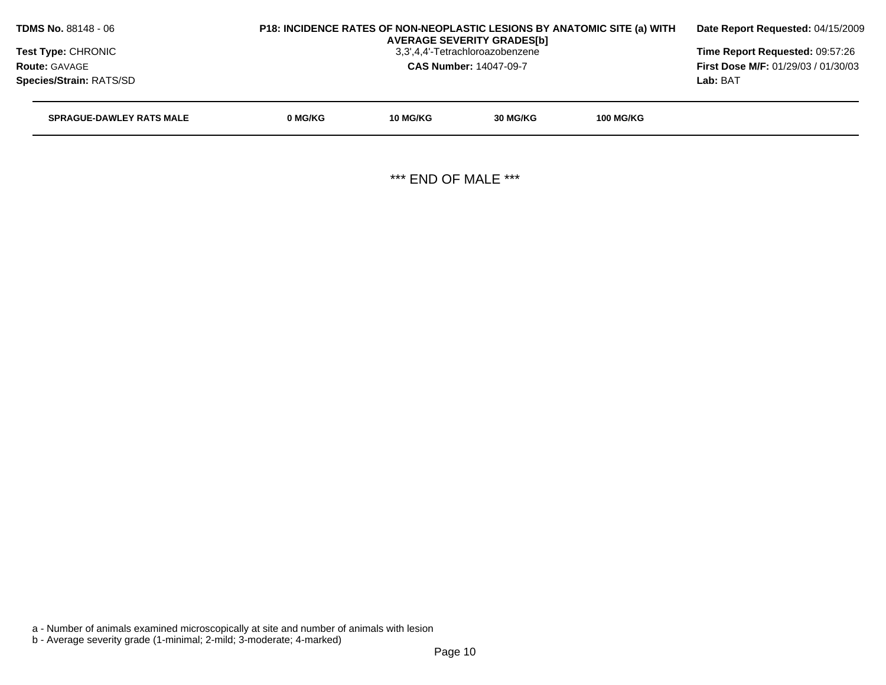**TDMS No.** 88148 - 06
**Test Type:** CHRONIC
**Route:** GAVAGE
**Species/Strain:** RATS/SD

**P18: INCIDENCE RATES OF NON-NEOPLASTIC LESIONS BY ANATOMIC SITE (a) WITH AVERAGE SEVERITY GRADES[b]**
3,3',4,4'-Tetrachloroazobenzene
**CAS Number:** 14047-09-7

**Date Report Requested:** 04/15/2009
**Time Report Requested:** 09:57:26
**First Dose M/F:** 01/29/03 / 01/30/03
**Lab:** BAT

| SPRAGUE-DAWLEY RATS MALE | 0 MG/KG | 10 MG/KG | 30 MG/KG | 100 MG/KG |
|---|---|---|---|---|

*** END OF MALE ***

a - Number of animals examined microscopically at site and number of animals with lesion
b - Average severity grade (1-minimal; 2-mild; 3-moderate; 4-marked)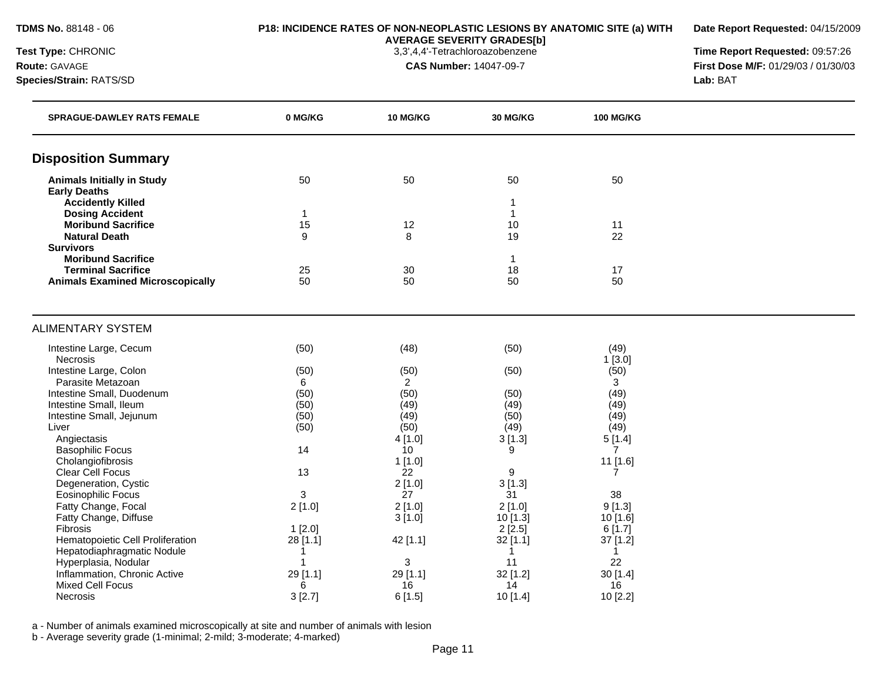**TDMS No.** 88148 - 06

**Test Type:** CHRONIC

**Route:** GAVAGE

**Species/Strain:** RATS/SD

**P18: INCIDENCE RATES OF NON-NEOPLASTIC LESIONS BY ANATOMIC SITE (a) WITH AVERAGE SEVERITY GRADES[b]**

3,3',4,4'-Tetrachloroazobenzene

**CAS Number:** 14047-09-7

**Date Report Requested:** 04/15/2009

**Time Report Requested:** 09:57:26

**First Dose M/F:** 01/29/03 / 01/30/03

**Lab:** BAT

| SPRAGUE-DAWLEY RATS FEMALE | 0 MG/KG | 10 MG/KG | 30 MG/KG | 100 MG/KG |
|---|---|---|---|---|
| **Disposition Summary** | | | | |
| **Animals Initially in Study** | 50 | 50 | 50 | 50 |
| **Early Deaths** | | | | |
| **Accidently Killed** | | | 1 | |
| **Dosing Accident** | 1 | | 1 | |
| **Moribund Sacrifice** | 15 | 12 | 10 | 11 |
| **Natural Death** | 9 | 8 | 19 | 22 |
| **Survivors** | | | | |
| **Moribund Sacrifice** | | | 1 | |
| **Terminal Sacrifice** | 25 | 30 | 18 | 17 |
| **Animals Examined Microscopically** | 50 | 50 | 50 | 50 |
| ALIMENTARY SYSTEM | | | | |
| Intestine Large, Cecum | (50) | (48) | (50) | (49) |
| Necrosis | | | | 1 [3.0] |
| Intestine Large, Colon | (50) | (50) | (50) | (50) |
| Parasite Metazoan | 6 | 2 | | 3 |
| Intestine Small, Duodenum | (50) | (50) | (50) | (49) |
| Intestine Small, Ileum | (50) | (49) | (49) | (49) |
| Intestine Small, Jejunum | (50) | (49) | (50) | (49) |
| Liver | (50) | (50) | (49) | (49) |
| Angiectasis | | 4 [1.0] | 3 [1.3] | 5 [1.4] |
| Basophilic Focus | 14 | 10 | 9 | 7 |
| Cholangiofibrosis | | 1 [1.0] | | 11 [1.6] |
| Clear Cell Focus | 13 | 22 | 9 | 7 |
| Degeneration, Cystic | | 2 [1.0] | 3 [1.3] | |
| Eosinophilic Focus | 3 | 27 | 31 | 38 |
| Fatty Change, Focal | 2 [1.0] | 2 [1.0] | 2 [1.0] | 9 [1.3] |
| Fatty Change, Diffuse | | 3 [1.0] | 10 [1.3] | 10 [1.6] |
| Fibrosis | 1 [2.0] | | 2 [2.5] | 6 [1.7] |
| Hematopoietic Cell Proliferation | 28 [1.1] | 42 [1.1] | 32 [1.1] | 37 [1.2] |
| Hepatodiaphragmatic Nodule | 1 | | 1 | 1 |
| Hyperplasia, Nodular | 1 | 3 | 11 | 22 |
| Inflammation, Chronic Active | 29 [1.1] | 29 [1.1] | 32 [1.2] | 30 [1.4] |
| Mixed Cell Focus | 6 | 16 | 14 | 16 |
| Necrosis | 3 [2.7] | 6 [1.5] | 10 [1.4] | 10 [2.2] |

a - Number of animals examined microscopically at site and number of animals with lesion

b - Average severity grade (1-minimal; 2-mild; 3-moderate; 4-marked)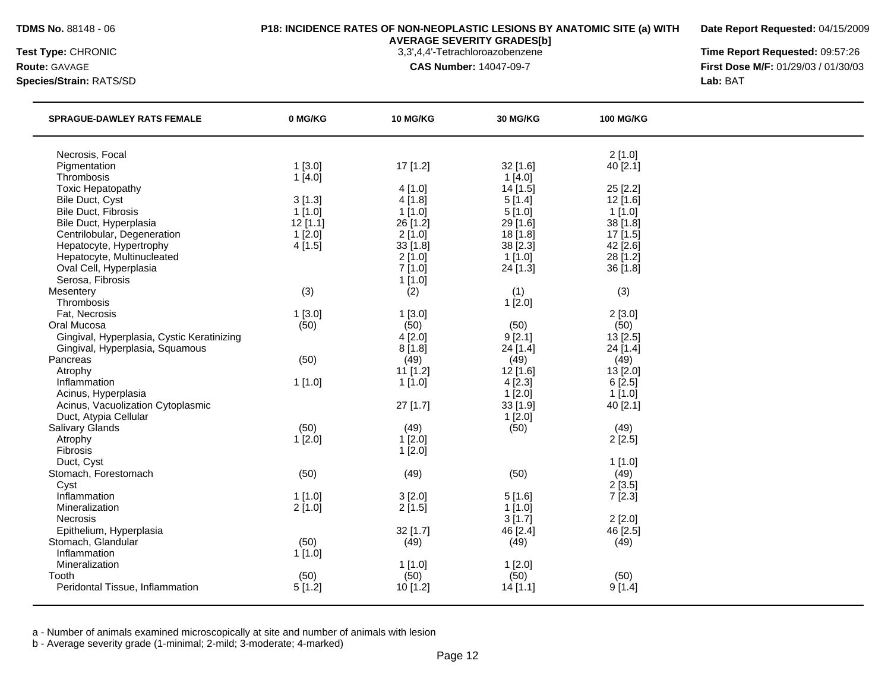**TDMS No.** 88148 - 06
**Test Type:** CHRONIC
**Route:** GAVAGE
**Species/Strain:** RATS/SD

**P18: INCIDENCE RATES OF NON-NEOPLASTIC LESIONS BY ANATOMIC SITE (a) WITH AVERAGE SEVERITY GRADES[b]**
3,3',4,4'-Tetrachloroazobenzene
**CAS Number:** 14047-09-7

**Date Report Requested:** 04/15/2009
**Time Report Requested:** 09:57:26
**First Dose M/F:** 01/29/03 / 01/30/03
**Lab:** BAT

| SPRAGUE-DAWLEY RATS FEMALE | 0 MG/KG | 10 MG/KG | 30 MG/KG | 100 MG/KG |
|---|---|---|---|---|
| Necrosis, Focal | | | | 2 [1.0] |
| Pigmentation | 1 [3.0] | 17 [1.2] | 32 [1.6] | 40 [2.1] |
| Thrombosis | 1 [4.0] | | 1 [4.0] | |
| Toxic Hepatopathy | | 4 [1.0] | 14 [1.5] | 25 [2.2] |
| Bile Duct, Cyst | 3 [1.3] | 4 [1.8] | 5 [1.4] | 12 [1.6] |
| Bile Duct, Fibrosis | 1 [1.0] | 1 [1.0] | 5 [1.0] | 1 [1.0] |
| Bile Duct, Hyperplasia | 12 [1.1] | 26 [1.2] | 29 [1.6] | 38 [1.8] |
| Centrilobular, Degeneration | 1 [2.0] | 2 [1.0] | 18 [1.8] | 17 [1.5] |
| Hepatocyte, Hypertrophy | 4 [1.5] | 33 [1.8] | 38 [2.3] | 42 [2.6] |
| Hepatocyte, Multinucleated | | 2 [1.0] | 1 [1.0] | 28 [1.2] |
| Oval Cell, Hyperplasia | | 7 [1.0] | 24 [1.3] | 36 [1.8] |
| Serosa, Fibrosis | | 1 [1.0] | | |
| Mesentery | (3) | (2) | (1) | (3) |
| Thrombosis | | | 1 [2.0] | |
| Fat, Necrosis | 1 [3.0] | 1 [3.0] | | 2 [3.0] |
| Oral Mucosa | (50) | (50) | (50) | (50) |
| Gingival, Hyperplasia, Cystic Keratinizing | | 4 [2.0] | 9 [2.1] | 13 [2.5] |
| Gingival, Hyperplasia, Squamous | | 8 [1.8] | 24 [1.4] | 24 [1.4] |
| Pancreas | (50) | (49) | (49) | (49) |
| Atrophy | | 11 [1.2] | 12 [1.6] | 13 [2.0] |
| Inflammation | 1 [1.0] | 1 [1.0] | 4 [2.3] | 6 [2.5] |
| Acinus, Hyperplasia | | | 1 [2.0] | 1 [1.0] |
| Acinus, Vacuolization Cytoplasmic | | 27 [1.7] | 33 [1.9] | 40 [2.1] |
| Duct, Atypia Cellular | | | 1 [2.0] | |
| Salivary Glands | (50) | (49) | (50) | (49) |
| Atrophy | 1 [2.0] | 1 [2.0] | | 2 [2.5] |
| Fibrosis | | 1 [2.0] | | |
| Duct, Cyst | | | | 1 [1.0] |
| Stomach, Forestomach | (50) | (49) | (50) | (49) |
| Cyst | | | | 2 [3.5] |
| Inflammation | 1 [1.0] | 3 [2.0] | 5 [1.6] | 7 [2.3] |
| Mineralization | 2 [1.0] | 2 [1.5] | 1 [1.0] | |
| Necrosis | | | 3 [1.7] | 2 [2.0] |
| Epithelium, Hyperplasia | | 32 [1.7] | 46 [2.4] | 46 [2.5] |
| Stomach, Glandular | (50) | (49) | (49) | (49) |
| Inflammation | 1 [1.0] | | | |
| Mineralization | | 1 [1.0] | 1 [2.0] | |
| Tooth | (50) | (50) | (50) | (50) |
| Peridontal Tissue, Inflammation | 5 [1.2] | 10 [1.2] | 14 [1.1] | 9 [1.4] |

a - Number of animals examined microscopically at site and number of animals with lesion
b - Average severity grade (1-minimal; 2-mild; 3-moderate; 4-marked)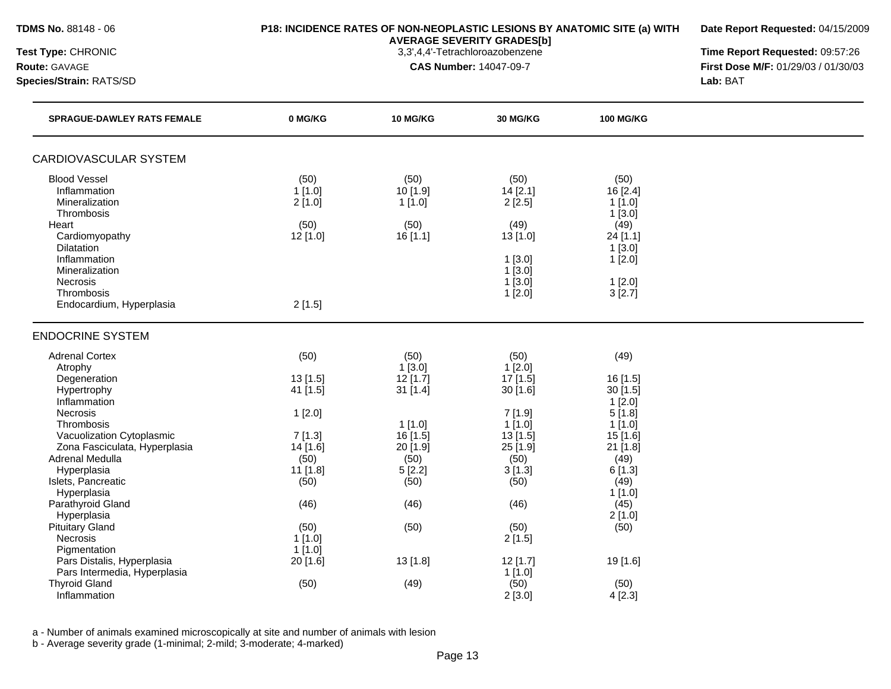**TDMS No.** 88148 - 06
**Test Type:** CHRONIC
**Route:** GAVAGE
**Species/Strain:** RATS/SD

**P18: INCIDENCE RATES OF NON-NEOPLASTIC LESIONS BY ANATOMIC SITE (a) WITH AVERAGE SEVERITY GRADES[b]**
3,3',4,4'-Tetrachloroazobenzene
**CAS Number:** 14047-09-7

**Date Report Requested:** 04/15/2009
**Time Report Requested:** 09:57:26
**First Dose M/F:** 01/29/03 / 01/30/03
**Lab:** BAT

| SPRAGUE-DAWLEY RATS FEMALE | 0 MG/KG | 10 MG/KG | 30 MG/KG | 100 MG/KG |
|---|---|---|---|---|
| **CARDIOVASCULAR SYSTEM** | | | | |
| Blood Vessel | (50) | (50) | (50) | (50) |
| Inflammation | 1 [1.0] | 10 [1.9] | 14 [2.1] | 16 [2.4] |
| Mineralization | 2 [1.0] | 1 [1.0] | 2 [2.5] | 1 [1.0] |
| Thrombosis | | | | 1 [3.0] |
| Heart | (50) | (50) | (49) | (49) |
| Cardiomyopathy | 12 [1.0] | 16 [1.1] | 13 [1.0] | 24 [1.1] |
| Dilatation | | | | 1 [3.0] |
| Inflammation | | | 1 [3.0] | 1 [2.0] |
| Mineralization | | | 1 [3.0] | |
| Necrosis | | | 1 [3.0] | 1 [2.0] |
| Thrombosis | | | 1 [2.0] | 3 [2.7] |
| Endocardium, Hyperplasia | 2 [1.5] | | | |
| **ENDOCRINE SYSTEM** | | | | |
| Adrenal Cortex | (50) | (50) | (50) | (49) |
| Atrophy | | 1 [3.0] | 1 [2.0] | |
| Degeneration | 13 [1.5] | 12 [1.7] | 17 [1.5] | 16 [1.5] |
| Hypertrophy | 41 [1.5] | 31 [1.4] | 30 [1.6] | 30 [1.5] |
| Inflammation | | | | 1 [2.0] |
| Necrosis | 1 [2.0] | | 7 [1.9] | 5 [1.8] |
| Thrombosis | | 1 [1.0] | 1 [1.0] | 1 [1.0] |
| Vacuolization Cytoplasmic | 7 [1.3] | 16 [1.5] | 13 [1.5] | 15 [1.6] |
| Zona Fasciculata, Hyperplasia | 14 [1.6] | 20 [1.9] | 25 [1.9] | 21 [1.8] |
| Adrenal Medulla | (50) | (50) | (50) | (49) |
| Hyperplasia | 11 [1.8] | 5 [2.2] | 3 [1.3] | 6 [1.3] |
| Islets, Pancreatic | (50) | (50) | (50) | (49) |
| Hyperplasia | | | | 1 [1.0] |
| Parathyroid Gland | (46) | (46) | (46) | (45) |
| Hyperplasia | | | | 2 [1.0] |
| Pituitary Gland | (50) | (50) | (50) | (50) |
| Necrosis | 1 [1.0] | | 2 [1.5] | |
| Pigmentation | 1 [1.0] | | | |
| Pars Distalis, Hyperplasia | 20 [1.6] | 13 [1.8] | 12 [1.7] | 19 [1.6] |
| Pars Intermedia, Hyperplasia | | | 1 [1.0] | |
| Thyroid Gland | (50) | (49) | (50) | (50) |
| Inflammation | | | 2 [3.0] | 4 [2.3] |

a - Number of animals examined microscopically at site and number of animals with lesion
b - Average severity grade (1-minimal; 2-mild; 3-moderate; 4-marked)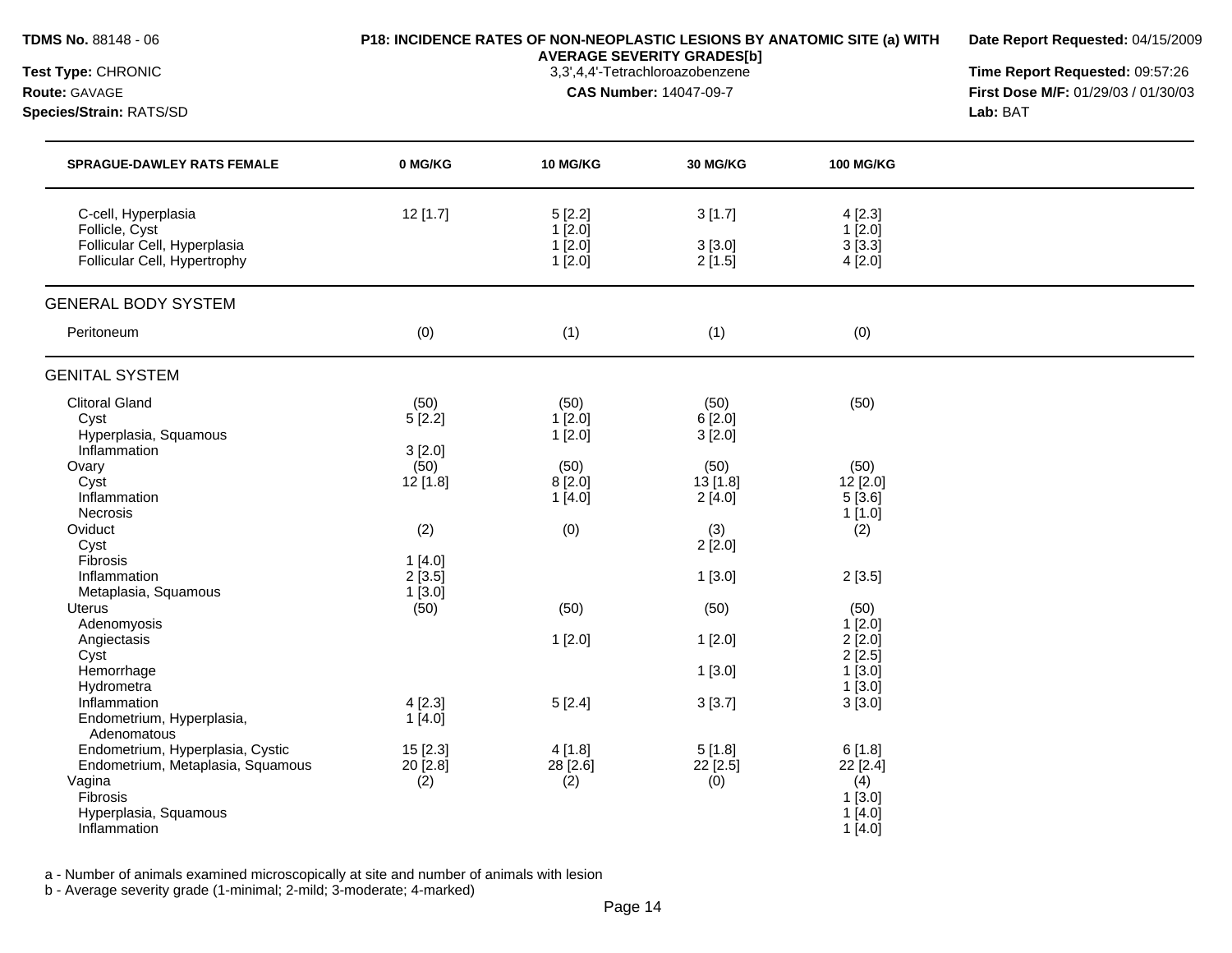**TDMS No.** 88148 - 06
**Test Type:** CHRONIC
**Route:** GAVAGE
**Species/Strain:** RATS/SD

**P18: INCIDENCE RATES OF NON-NEOPLASTIC LESIONS BY ANATOMIC SITE (a) WITH AVERAGE SEVERITY GRADES[b]**
3,3',4,4'-Tetrachloroazobenzene
**CAS Number:** 14047-09-7

**Date Report Requested:** 04/15/2009
**Time Report Requested:** 09:57:26
**First Dose M/F:** 01/29/03 / 01/30/03
**Lab:** BAT

| SPRAGUE-DAWLEY RATS FEMALE | 0 MG/KG | 10 MG/KG | 30 MG/KG | 100 MG/KG |
|---|---|---|---|---|
| C-cell, Hyperplasia | 12 [1.7] | 5 [2.2] | 3 [1.7] | 4 [2.3] |
| Follicle, Cyst | | 1 [2.0] | | 1 [2.0] |
| Follicular Cell, Hyperplasia | | 1 [2.0] | 3 [3.0] | 3 [3.3] |
| Follicular Cell, Hypertrophy | | 1 [2.0] | 2 [1.5] | 4 [2.0] |
| **GENERAL BODY SYSTEM** | | | | |
| Peritoneum | (0) | (1) | (1) | (0) |
| **GENITAL SYSTEM** | | | | |
| Clitoral Gland | (50) | (50) | (50) | (50) |
| Cyst | 5 [2.2] | 1 [2.0] | 6 [2.0] | |
| Hyperplasia, Squamous | | 1 [2.0] | 3 [2.0] | |
| Inflammation | 3 [2.0] | | | |
| Ovary | (50) | (50) | (50) | (50) |
| Cyst | 12 [1.8] | 8 [2.0] | 13 [1.8] | 12 [2.0] |
| Inflammation | | 1 [4.0] | 2 [4.0] | 5 [3.6] |
| Necrosis | | | | 1 [1.0] |
| Oviduct | (2) | (0) | (3) | (2) |
| Cyst | | | 2 [2.0] | |
| Fibrosis | 1 [4.0] | | | |
| Inflammation | 2 [3.5] | | 1 [3.0] | 2 [3.5] |
| Metaplasia, Squamous | 1 [3.0] | | | |
| Uterus | (50) | (50) | (50) | (50) |
| Adenomyosis | | | | 1 [2.0] |
| Angiectasis | | 1 [2.0] | 1 [2.0] | 2 [2.0] |
| Cyst | | | | 2 [2.5] |
| Hemorrhage | | | 1 [3.0] | 1 [3.0] |
| Hydrometra | | | | 1 [3.0] |
| Inflammation | 4 [2.3] | 5 [2.4] | 3 [3.7] | 3 [3.0] |
| Endometrium, Hyperplasia, Adenomatous | 1 [4.0] | | | |
| Endometrium, Hyperplasia, Cystic | 15 [2.3] | 4 [1.8] | 5 [1.8] | 6 [1.8] |
| Endometrium, Metaplasia, Squamous | 20 [2.8] | 28 [2.6] | 22 [2.5] | 22 [2.4] |
| Vagina | (2) | (2) | (0) | (4) |
| Fibrosis | | | | 1 [3.0] |
| Hyperplasia, Squamous | | | | 1 [4.0] |
| Inflammation | | | | 1 [4.0] |

a - Number of animals examined microscopically at site and number of animals with lesion
b - Average severity grade (1-minimal; 2-mild; 3-moderate; 4-marked)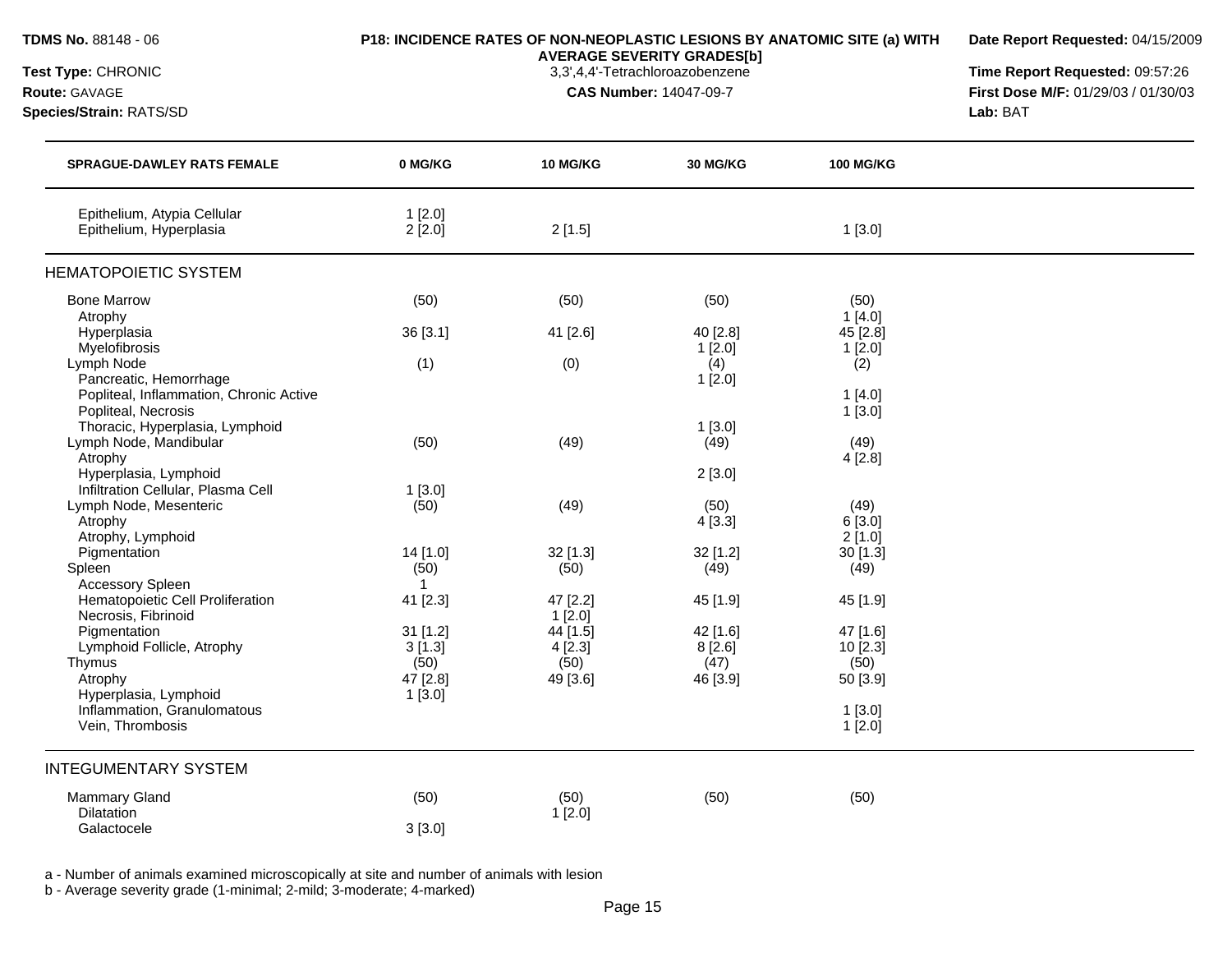**TDMS No.** 88148 - 06
**Test Type:** CHRONIC
**Route:** GAVAGE
**Species/Strain:** RATS/SD

**P18: INCIDENCE RATES OF NON-NEOPLASTIC LESIONS BY ANATOMIC SITE (a) WITH AVERAGE SEVERITY GRADES[b]**
3,3',4,4'-Tetrachloroazobenzene
**CAS Number:** 14047-09-7

**Date Report Requested:** 04/15/2009
**Time Report Requested:** 09:57:26
**First Dose M/F:** 01/29/03 / 01/30/03
**Lab:** BAT

| SPRAGUE-DAWLEY RATS FEMALE | 0 MG/KG | 10 MG/KG | 30 MG/KG | 100 MG/KG |
|---|---|---|---|---|
| Epithelium, Atypia Cellular | 1 [2.0] | | | |
| Epithelium, Hyperplasia | 2 [2.0] | 2 [1.5] | | 1 [3.0] |
| **HEMATOPOIETIC SYSTEM** | | | | |
| Bone Marrow | (50) | (50) | (50) | (50) |
| Atrophy | | | | 1 [4.0] |
| Hyperplasia | 36 [3.1] | 41 [2.6] | 40 [2.8] | 45 [2.8] |
| Myelofibrosis | | | 1 [2.0] | 1 [2.0] |
| Lymph Node | (1) | (0) | (4) | (2) |
| Pancreatic, Hemorrhage | | | 1 [2.0] | |
| Popliteal, Inflammation, Chronic Active | | | | 1 [4.0] |
| Popliteal, Necrosis | | | | 1 [3.0] |
| Thoracic, Hyperplasia, Lymphoid | | | 1 [3.0] | |
| Lymph Node, Mandibular | (50) | (49) | (49) | (49) |
| Atrophy | | | | 4 [2.8] |
| Hyperplasia, Lymphoid | | | 2 [3.0] | |
| Infiltration Cellular, Plasma Cell | 1 [3.0] | | | |
| Lymph Node, Mesenteric | (50) | (49) | (50) | (49) |
| Atrophy | | | 4 [3.3] | 6 [3.0] |
| Atrophy, Lymphoid | | | | 2 [1.0] |
| Pigmentation | 14 [1.0] | 32 [1.3] | 32 [1.2] | 30 [1.3] |
| Spleen | (50) | (50) | (49) | (49) |
| Accessory Spleen | 1 | | | |
| Hematopoietic Cell Proliferation | 41 [2.3] | 47 [2.2] | 45 [1.9] | 45 [1.9] |
| Necrosis, Fibrinoid | | 1 [2.0] | | |
| Pigmentation | 31 [1.2] | 44 [1.5] | 42 [1.6] | 47 [1.6] |
| Lymphoid Follicle, Atrophy | 3 [1.3] | 4 [2.3] | 8 [2.6] | 10 [2.3] |
| Thymus | (50) | (50) | (47) | (50) |
| Atrophy | 47 [2.8] | 49 [3.6] | 46 [3.9] | 50 [3.9] |
| Hyperplasia, Lymphoid | 1 [3.0] | | | |
| Inflammation, Granulomatous | | | | 1 [3.0] |
| Vein, Thrombosis | | | | 1 [2.0] |
| **INTEGUMENTARY SYSTEM** | | | | |
| Mammary Gland | (50) | (50) | (50) | (50) |
| Dilatation | | 1 [2.0] | | |
| Galactocele | 3 [3.0] | | | |

a - Number of animals examined microscopically at site and number of animals with lesion
b - Average severity grade (1-minimal; 2-mild; 3-moderate; 4-marked)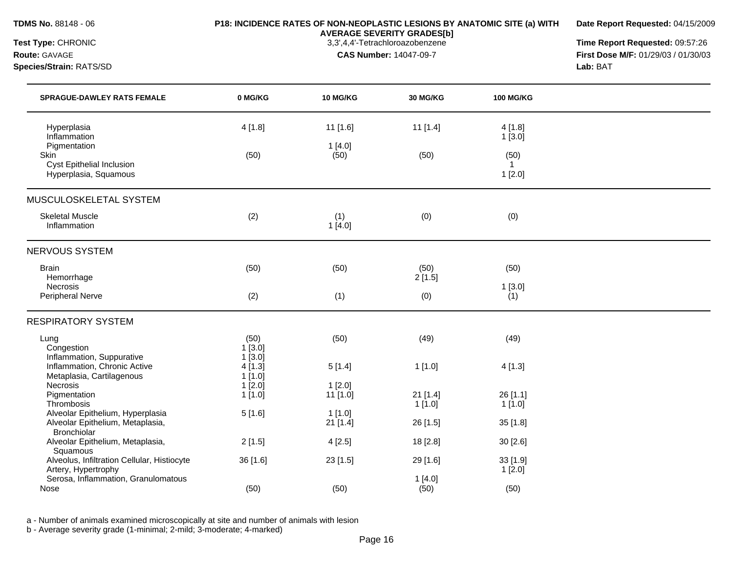**TDMS No.** 88148 - 06
**Test Type:** CHRONIC
**Route:** GAVAGE
**Species/Strain:** RATS/SD

**P18: INCIDENCE RATES OF NON-NEOPLASTIC LESIONS BY ANATOMIC SITE (a) WITH AVERAGE SEVERITY GRADES[b]**
3,3',4,4'-Tetrachloroazobenzene
**CAS Number:** 14047-09-7

**Date Report Requested:** 04/15/2009
**Time Report Requested:** 09:57:26
**First Dose M/F:** 01/29/03 / 01/30/03
**Lab:** BAT

| SPRAGUE-DAWLEY RATS FEMALE | 0 MG/KG | 10 MG/KG | 30 MG/KG | 100 MG/KG |
|---|---|---|---|---|
| Hyperplasia | 4 [1.8] | 11 [1.6] | 11 [1.4] | 4 [1.8] |
| Inflammation | | | | 1 [3.0] |
| Pigmentation | | 1 [4.0] | | |
| Skin | (50) | (50) | (50) | (50) |
| Cyst Epithelial Inclusion | | | | 1 |
| Hyperplasia, Squamous | | | | 1 [2.0] |
| **MUSCULOSKELETAL SYSTEM** | | | | |
| Skeletal Muscle | (2) | (1) | (0) | (0) |
| Inflammation | | 1 [4.0] | | |
| **NERVOUS SYSTEM** | | | | |
| Brain | (50) | (50) | (50) | (50) |
| Hemorrhage | | | 2 [1.5] | |
| Necrosis | | | | 1 [3.0] |
| Peripheral Nerve | (2) | (1) | (0) | (1) |
| **RESPIRATORY SYSTEM** | | | | |
| Lung | (50) | (50) | (49) | (49) |
| Congestion | 1 [3.0] | | | |
| Inflammation, Suppurative | 1 [3.0] | | | |
| Inflammation, Chronic Active | 4 [1.3] | 5 [1.4] | 1 [1.0] | 4 [1.3] |
| Metaplasia, Cartilagenous | 1 [1.0] | | | |
| Necrosis | 1 [2.0] | 1 [2.0] | | |
| Pigmentation | 1 [1.0] | 11 [1.0] | 21 [1.4] | 26 [1.1] |
| Thrombosis | | | 1 [1.0] | 1 [1.0] |
| Alveolar Epithelium, Hyperplasia | 5 [1.6] | 1 [1.0] | | |
| Alveolar Epithelium, Metaplasia, Bronchiolar | | 21 [1.4] | 26 [1.5] | 35 [1.8] |
| Alveolar Epithelium, Metaplasia, Squamous | 2 [1.5] | 4 [2.5] | 18 [2.8] | 30 [2.6] |
| Alveolus, Infiltration Cellular, Histiocyte | 36 [1.6] | 23 [1.5] | 29 [1.6] | 33 [1.9] |
| Artery, Hypertrophy | | | | 1 [2.0] |
| Serosa, Inflammation, Granulomatous | | | 1 [4.0] | |
| Nose | (50) | (50) | (50) | (50) |

a - Number of animals examined microscopically at site and number of animals with lesion
b - Average severity grade (1-minimal; 2-mild; 3-moderate; 4-marked)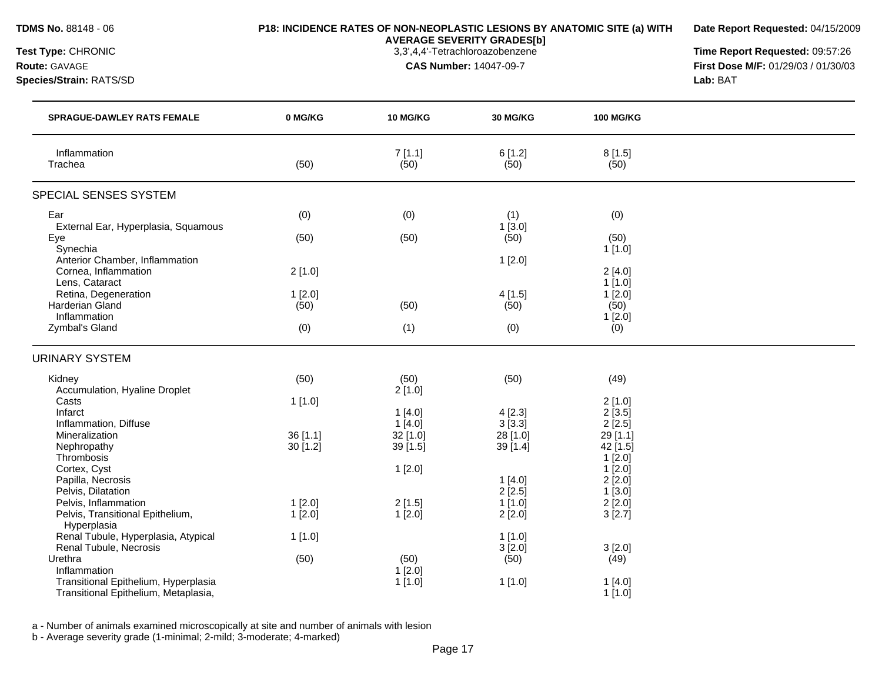**TDMS No.** 88148 - 06

**Test Type:** CHRONIC

**Route:** GAVAGE

**Species/Strain:** RATS/SD

**P18: INCIDENCE RATES OF NON-NEOPLASTIC LESIONS BY ANATOMIC SITE (a) WITH AVERAGE SEVERITY GRADES[b]**

3,3',4,4'-Tetrachloroazobenzene

**CAS Number:** 14047-09-7

**Date Report Requested:** 04/15/2009

**Time Report Requested:** 09:57:26

**First Dose M/F:** 01/29/03 / 01/30/03

**Lab:** BAT

| SPRAGUE-DAWLEY RATS FEMALE | 0 MG/KG | 10 MG/KG | 30 MG/KG | 100 MG/KG |
|---|---|---|---|---|
| Inflammation | | 7 [1.1] | 6 [1.2] | 8 [1.5] |
| Trachea | (50) | (50) | (50) | (50) |
| **SPECIAL SENSES SYSTEM** | | | | |
| Ear | (0) | (0) | (1) | (0) |
| External Ear, Hyperplasia, Squamous | | | 1 [3.0] | |
| Eye | (50) | (50) | (50) | (50) |
| Synechia | | | | 1 [1.0] |
| Anterior Chamber, Inflammation | | | 1 [2.0] | |
| Cornea, Inflammation | 2 [1.0] | | | 2 [4.0] |
| Lens, Cataract | | | | 1 [1.0] |
| Retina, Degeneration | 1 [2.0] | | 4 [1.5] | 1 [2.0] |
| Harderian Gland | (50) | (50) | (50) | (50) |
| Inflammation | | | | 1 [2.0] |
| Zymbal's Gland | (0) | (1) | (0) | (0) |
| **URINARY SYSTEM** | | | | |
| Kidney | (50) | (50) | (50) | (49) |
| Accumulation, Hyaline Droplet | | 2 [1.0] | | |
| Casts | 1 [1.0] | | | 2 [1.0] |
| Infarct | | 1 [4.0] | 4 [2.3] | 2 [3.5] |
| Inflammation, Diffuse | | 1 [4.0] | 3 [3.3] | 2 [2.5] |
| Mineralization | 36 [1.1] | 32 [1.0] | 28 [1.0] | 29 [1.1] |
| Nephropathy | 30 [1.2] | 39 [1.5] | 39 [1.4] | 42 [1.5] |
| Thrombosis | | | | 1 [2.0] |
| Cortex, Cyst | | 1 [2.0] | | 1 [2.0] |
| Papilla, Necrosis | | | 1 [4.0] | 2 [2.0] |
| Pelvis, Dilatation | | | 2 [2.5] | 1 [3.0] |
| Pelvis, Inflammation | 1 [2.0] | 2 [1.5] | 1 [1.0] | 2 [2.0] |
| Pelvis, Transitional Epithelium, Hyperplasia | 1 [2.0] | 1 [2.0] | 2 [2.0] | 3 [2.7] |
| Renal Tubule, Hyperplasia, Atypical | 1 [1.0] | | 1 [1.0] | |
| Renal Tubule, Necrosis | | | 3 [2.0] | 3 [2.0] |
| Urethra | (50) | (50) | (50) | (49) |
| Inflammation | | 1 [2.0] | | |
| Transitional Epithelium, Hyperplasia | | 1 [1.0] | 1 [1.0] | 1 [4.0] |
| Transitional Epithelium, Metaplasia, | | | | 1 [1.0] |

a - Number of animals examined microscopically at site and number of animals with lesion

b - Average severity grade (1-minimal; 2-mild; 3-moderate; 4-marked)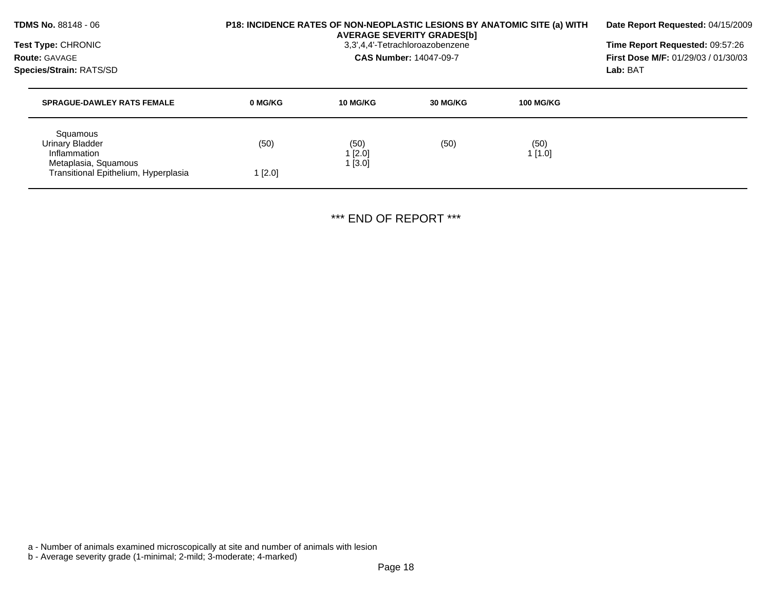| SPRAGUE-DAWLEY RATS FEMALE | 0 MG/KG | 10 MG/KG | 30 MG/KG | 100 MG/KG |
|---|---|---|---|---|
| Squamous | | | | |
| Urinary Bladder | (50) | (50) | (50) | (50) |
| Inflammation | | 1 [2.0] | | 1 [1.0] |
| Metaplasia, Squamous | | 1 [3.0] | | |
| Transitional Epithelium, Hyperplasia | 1 [2.0] | | | |

*** END OF REPORT ***

a - Number of animals examined microscopically at site and number of animals with lesion

b - Average severity grade (1-minimal; 2-mild; 3-moderate; 4-marked)